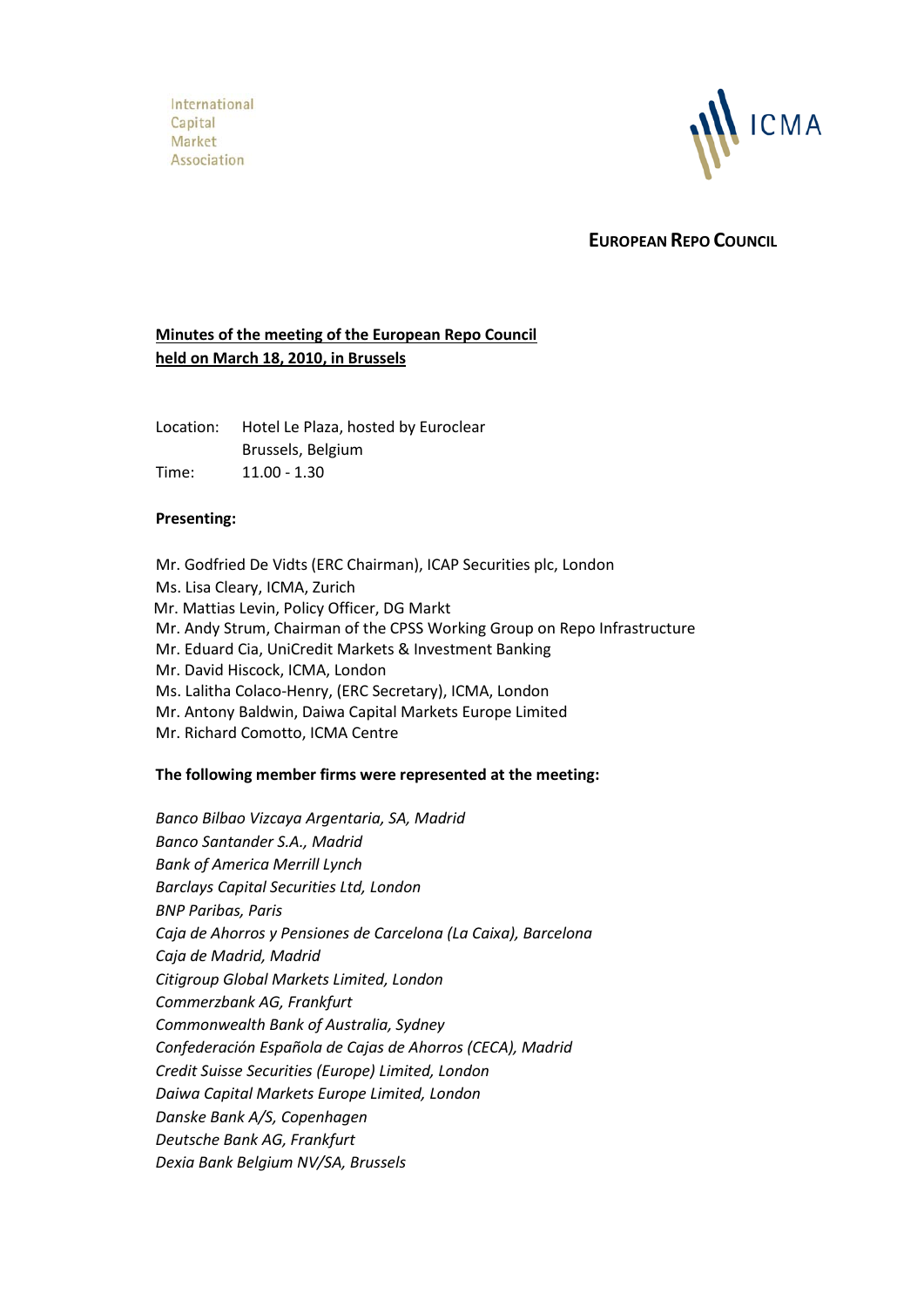International
Capital
Market
Association

ICMA

**EUROPEAN REPO COUNCIL**

**Minutes of the meeting of the European Repo Council held on March 18, 2010, in Brussels**

Location: Hotel Le Plaza, hosted by Euroclear
Brussels, Belgium

Time: 11.00 - 1.30

**Presenting:**

Mr. Godfried De Vidts (ERC Chairman), ICAP Securities plc, London
Ms. Lisa Cleary, ICMA, Zurich
Mr. Mattias Levin, Policy Officer, DG Markt
Mr. Andy Strum, Chairman of the CPSS Working Group on Repo Infrastructure
Mr. Eduard Cia, UniCredit Markets & Investment Banking
Mr. David Hiscock, ICMA, London
Ms. Lalitha Colaco-Henry, (ERC Secretary), ICMA, London
Mr. Antony Baldwin, Daiwa Capital Markets Europe Limited
Mr. Richard Comotto, ICMA Centre

**The following member firms were represented at the meeting:**

*Banco Bilbao Vizcaya Argentaria, SA, Madrid*
*Banco Santander S.A., Madrid*
*Bank of America Merrill Lynch*
*Barclays Capital Securities Ltd, London*
*BNP Paribas, Paris*
*Caja de Ahorros y Pensiones de Carcelona (La Caixa), Barcelona*
*Caja de Madrid, Madrid*
*Citigroup Global Markets Limited, London*
*Commerzbank AG, Frankfurt*
*Commonwealth Bank of Australia, Sydney*
*Confederación Española de Cajas de Ahorros (CECA), Madrid*
*Credit Suisse Securities (Europe) Limited, London*
*Daiwa Capital Markets Europe Limited, London*
*Danske Bank A/S, Copenhagen*
*Deutsche Bank AG, Frankfurt*
*Dexia Bank Belgium NV/SA, Brussels*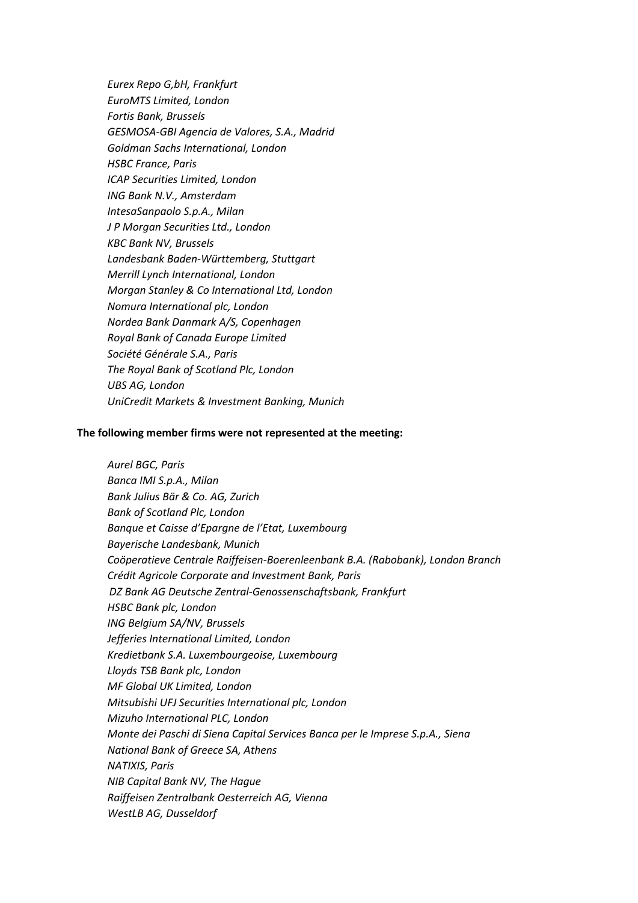*Eurex Repo G,bH, Frankfurt*  
*EuroMTS Limited, London*  
*Fortis Bank, Brussels*  
*GESMOSA-GBI Agencia de Valores, S.A., Madrid*  
*Goldman Sachs International, London*  
*HSBC France, Paris*  
*ICAP Securities Limited, London*  
*ING Bank N.V., Amsterdam*  
*IntesaSanpaolo S.p.A., Milan*  
*J P Morgan Securities Ltd., London*  
*KBC Bank NV, Brussels*  
*Landesbank Baden-Württemberg, Stuttgart*  
*Merrill Lynch International, London*  
*Morgan Stanley & Co International Ltd, London*  
*Nomura International plc, London*  
*Nordea Bank Danmark A/S, Copenhagen*  
*Royal Bank of Canada Europe Limited*  
*Société Générale S.A., Paris*  
*The Royal Bank of Scotland Plc, London*  
*UBS AG, London*  
*UniCredit Markets & Investment Banking, Munich*

**The following member firms were not represented at the meeting:**

*Aurel BGC, Paris*  
*Banca IMI S.p.A., Milan*  
*Bank Julius Bär & Co. AG, Zurich*  
*Bank of Scotland Plc, London*  
*Banque et Caisse d'Epargne de l'Etat, Luxembourg*  
*Bayerische Landesbank, Munich*  
*Coöperatieve Centrale Raiffeisen-Boerenleenbank B.A. (Rabobank), London Branch*  
*Crédit Agricole Corporate and Investment Bank, Paris*  
*DZ Bank AG Deutsche Zentral-Genossenschaftsbank, Frankfurt*  
*HSBC Bank plc, London*  
*ING Belgium SA/NV, Brussels*  
*Jefferies International Limited, London*  
*Kredietbank S.A. Luxembourgeoise, Luxembourg*  
*Lloyds TSB Bank plc, London*  
*MF Global UK Limited, London*  
*Mitsubishi UFJ Securities International plc, London*  
*Mizuho International PLC, London*  
*Monte dei Paschi di Siena Capital Services Banca per le Imprese S.p.A., Siena*  
*National Bank of Greece SA, Athens*  
*NATIXIS, Paris*  
*NIB Capital Bank NV, The Hague*  
*Raiffeisen Zentralbank Oesterreich AG, Vienna*  
*WestLB AG, Dusseldorf*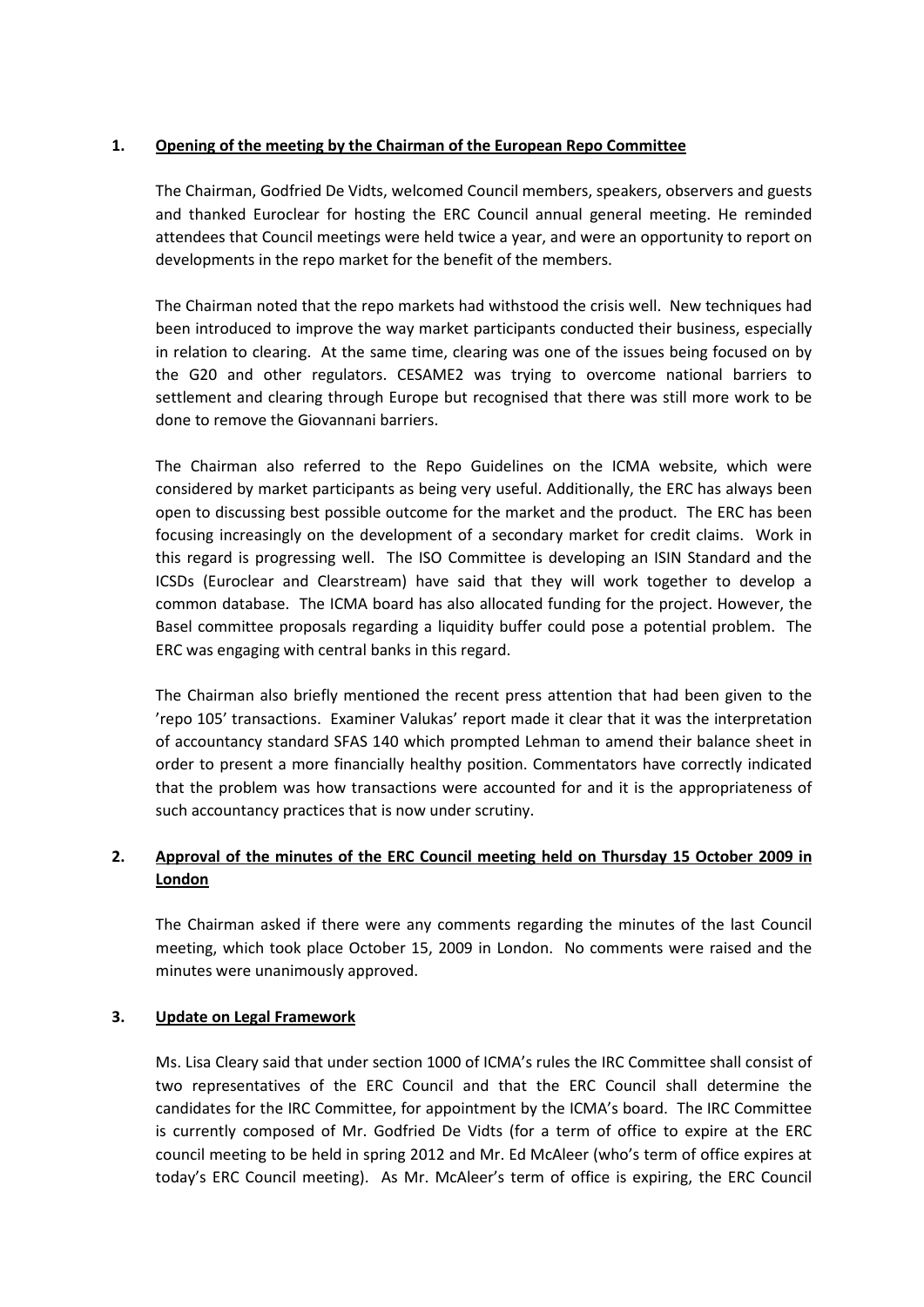**1. Opening of the meeting by the Chairman of the European Repo Committee**

The Chairman, Godfried De Vidts, welcomed Council members, speakers, observers and guests and thanked Euroclear for hosting the ERC Council annual general meeting. He reminded attendees that Council meetings were held twice a year, and were an opportunity to report on developments in the repo market for the benefit of the members.

The Chairman noted that the repo markets had withstood the crisis well. New techniques had been introduced to improve the way market participants conducted their business, especially in relation to clearing. At the same time, clearing was one of the issues being focused on by the G20 and other regulators. CESAME2 was trying to overcome national barriers to settlement and clearing through Europe but recognised that there was still more work to be done to remove the Giovannani barriers.

The Chairman also referred to the Repo Guidelines on the ICMA website, which were considered by market participants as being very useful. Additionally, the ERC has always been open to discussing best possible outcome for the market and the product. The ERC has been focusing increasingly on the development of a secondary market for credit claims. Work in this regard is progressing well. The ISO Committee is developing an ISIN Standard and the ICSDs (Euroclear and Clearstream) have said that they will work together to develop a common database. The ICMA board has also allocated funding for the project. However, the Basel committee proposals regarding a liquidity buffer could pose a potential problem. The ERC was engaging with central banks in this regard.

The Chairman also briefly mentioned the recent press attention that had been given to the 'repo 105' transactions. Examiner Valukas' report made it clear that it was the interpretation of accountancy standard SFAS 140 which prompted Lehman to amend their balance sheet in order to present a more financially healthy position. Commentators have correctly indicated that the problem was how transactions were accounted for and it is the appropriateness of such accountancy practices that is now under scrutiny.

**2. Approval of the minutes of the ERC Council meeting held on Thursday 15 October 2009 in London**

The Chairman asked if there were any comments regarding the minutes of the last Council meeting, which took place October 15, 2009 in London. No comments were raised and the minutes were unanimously approved.

**3. Update on Legal Framework**

Ms. Lisa Cleary said that under section 1000 of ICMA's rules the IRC Committee shall consist of two representatives of the ERC Council and that the ERC Council shall determine the candidates for the IRC Committee, for appointment by the ICMA's board. The IRC Committee is currently composed of Mr. Godfried De Vidts (for a term of office to expire at the ERC council meeting to be held in spring 2012 and Mr. Ed McAleer (who's term of office expires at today's ERC Council meeting). As Mr. McAleer's term of office is expiring, the ERC Council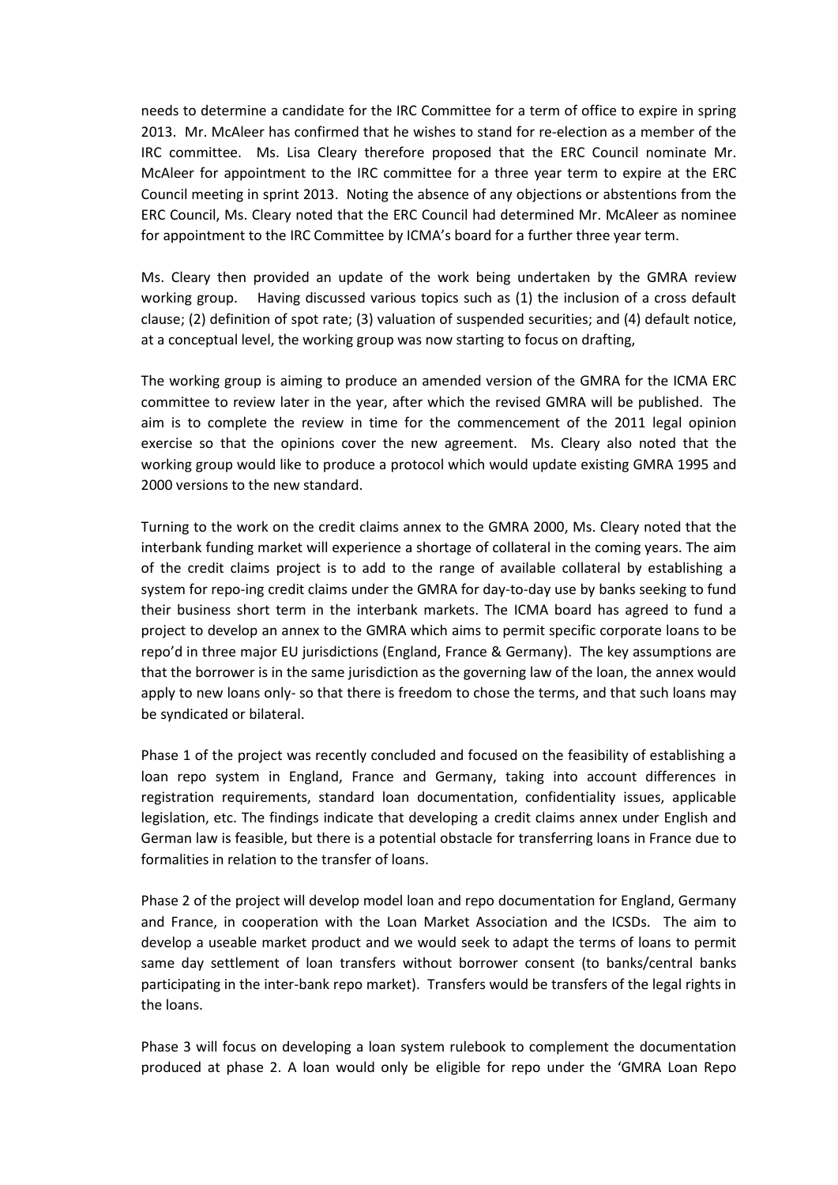needs to determine a candidate for the IRC Committee for a term of office to expire in spring 2013. Mr. McAleer has confirmed that he wishes to stand for re-election as a member of the IRC committee. Ms. Lisa Cleary therefore proposed that the ERC Council nominate Mr. McAleer for appointment to the IRC committee for a three year term to expire at the ERC Council meeting in sprint 2013. Noting the absence of any objections or abstentions from the ERC Council, Ms. Cleary noted that the ERC Council had determined Mr. McAleer as nominee for appointment to the IRC Committee by ICMA's board for a further three year term.

Ms. Cleary then provided an update of the work being undertaken by the GMRA review working group. Having discussed various topics such as (1) the inclusion of a cross default clause; (2) definition of spot rate; (3) valuation of suspended securities; and (4) default notice, at a conceptual level, the working group was now starting to focus on drafting,

The working group is aiming to produce an amended version of the GMRA for the ICMA ERC committee to review later in the year, after which the revised GMRA will be published. The aim is to complete the review in time for the commencement of the 2011 legal opinion exercise so that the opinions cover the new agreement. Ms. Cleary also noted that the working group would like to produce a protocol which would update existing GMRA 1995 and 2000 versions to the new standard.

Turning to the work on the credit claims annex to the GMRA 2000, Ms. Cleary noted that the interbank funding market will experience a shortage of collateral in the coming years. The aim of the credit claims project is to add to the range of available collateral by establishing a system for repo-ing credit claims under the GMRA for day-to-day use by banks seeking to fund their business short term in the interbank markets. The ICMA board has agreed to fund a project to develop an annex to the GMRA which aims to permit specific corporate loans to be repo'd in three major EU jurisdictions (England, France & Germany). The key assumptions are that the borrower is in the same jurisdiction as the governing law of the loan, the annex would apply to new loans only- so that there is freedom to chose the terms, and that such loans may be syndicated or bilateral.

Phase 1 of the project was recently concluded and focused on the feasibility of establishing a loan repo system in England, France and Germany, taking into account differences in registration requirements, standard loan documentation, confidentiality issues, applicable legislation, etc. The findings indicate that developing a credit claims annex under English and German law is feasible, but there is a potential obstacle for transferring loans in France due to formalities in relation to the transfer of loans.

Phase 2 of the project will develop model loan and repo documentation for England, Germany and France, in cooperation with the Loan Market Association and the ICSDs. The aim to develop a useable market product and we would seek to adapt the terms of loans to permit same day settlement of loan transfers without borrower consent (to banks/central banks participating in the inter-bank repo market). Transfers would be transfers of the legal rights in the loans.

Phase 3 will focus on developing a loan system rulebook to complement the documentation produced at phase 2. A loan would only be eligible for repo under the 'GMRA Loan Repo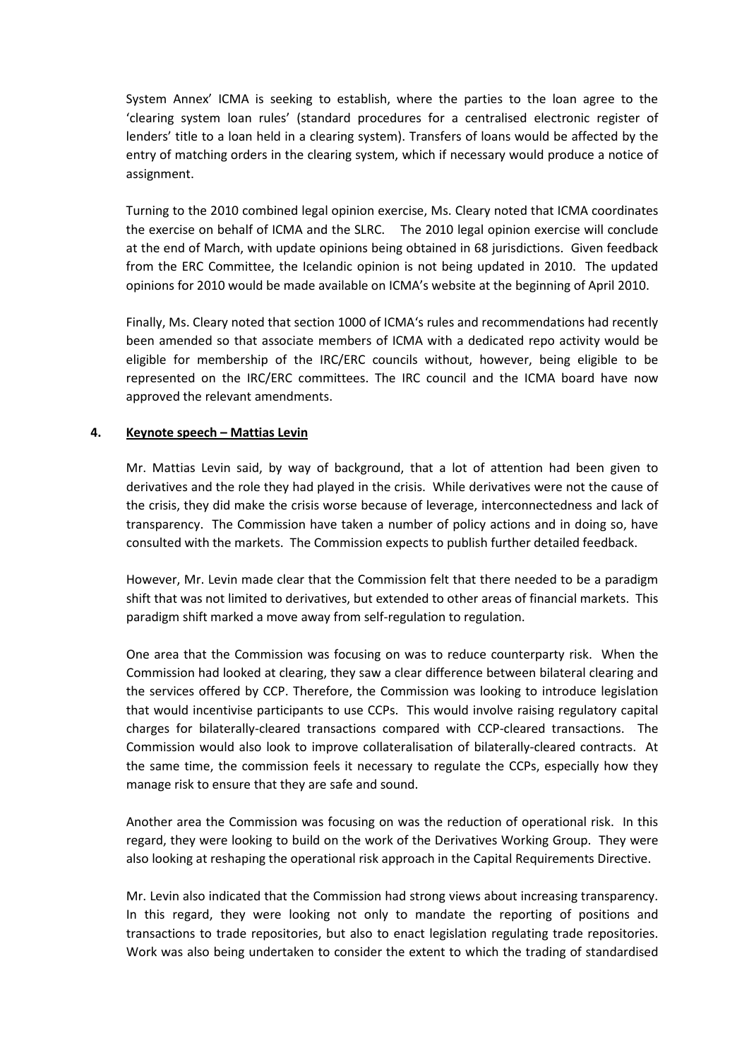System Annex' ICMA is seeking to establish, where the parties to the loan agree to the 'clearing system loan rules' (standard procedures for a centralised electronic register of lenders' title to a loan held in a clearing system). Transfers of loans would be affected by the entry of matching orders in the clearing system, which if necessary would produce a notice of assignment.

Turning to the 2010 combined legal opinion exercise, Ms. Cleary noted that ICMA coordinates the exercise on behalf of ICMA and the SLRC. The 2010 legal opinion exercise will conclude at the end of March, with update opinions being obtained in 68 jurisdictions. Given feedback from the ERC Committee, the Icelandic opinion is not being updated in 2010. The updated opinions for 2010 would be made available on ICMA's website at the beginning of April 2010.

Finally, Ms. Cleary noted that section 1000 of ICMA's rules and recommendations had recently been amended so that associate members of ICMA with a dedicated repo activity would be eligible for membership of the IRC/ERC councils without, however, being eligible to be represented on the IRC/ERC committees. The IRC council and the ICMA board have now approved the relevant amendments.

## 4. Keynote speech – Mattias Levin

Mr. Mattias Levin said, by way of background, that a lot of attention had been given to derivatives and the role they had played in the crisis. While derivatives were not the cause of the crisis, they did make the crisis worse because of leverage, interconnectedness and lack of transparency. The Commission have taken a number of policy actions and in doing so, have consulted with the markets. The Commission expects to publish further detailed feedback.

However, Mr. Levin made clear that the Commission felt that there needed to be a paradigm shift that was not limited to derivatives, but extended to other areas of financial markets. This paradigm shift marked a move away from self-regulation to regulation.

One area that the Commission was focusing on was to reduce counterparty risk. When the Commission had looked at clearing, they saw a clear difference between bilateral clearing and the services offered by CCP. Therefore, the Commission was looking to introduce legislation that would incentivise participants to use CCPs. This would involve raising regulatory capital charges for bilaterally-cleared transactions compared with CCP-cleared transactions. The Commission would also look to improve collateralisation of bilaterally-cleared contracts. At the same time, the commission feels it necessary to regulate the CCPs, especially how they manage risk to ensure that they are safe and sound.

Another area the Commission was focusing on was the reduction of operational risk. In this regard, they were looking to build on the work of the Derivatives Working Group. They were also looking at reshaping the operational risk approach in the Capital Requirements Directive.

Mr. Levin also indicated that the Commission had strong views about increasing transparency. In this regard, they were looking not only to mandate the reporting of positions and transactions to trade repositories, but also to enact legislation regulating trade repositories. Work was also being undertaken to consider the extent to which the trading of standardised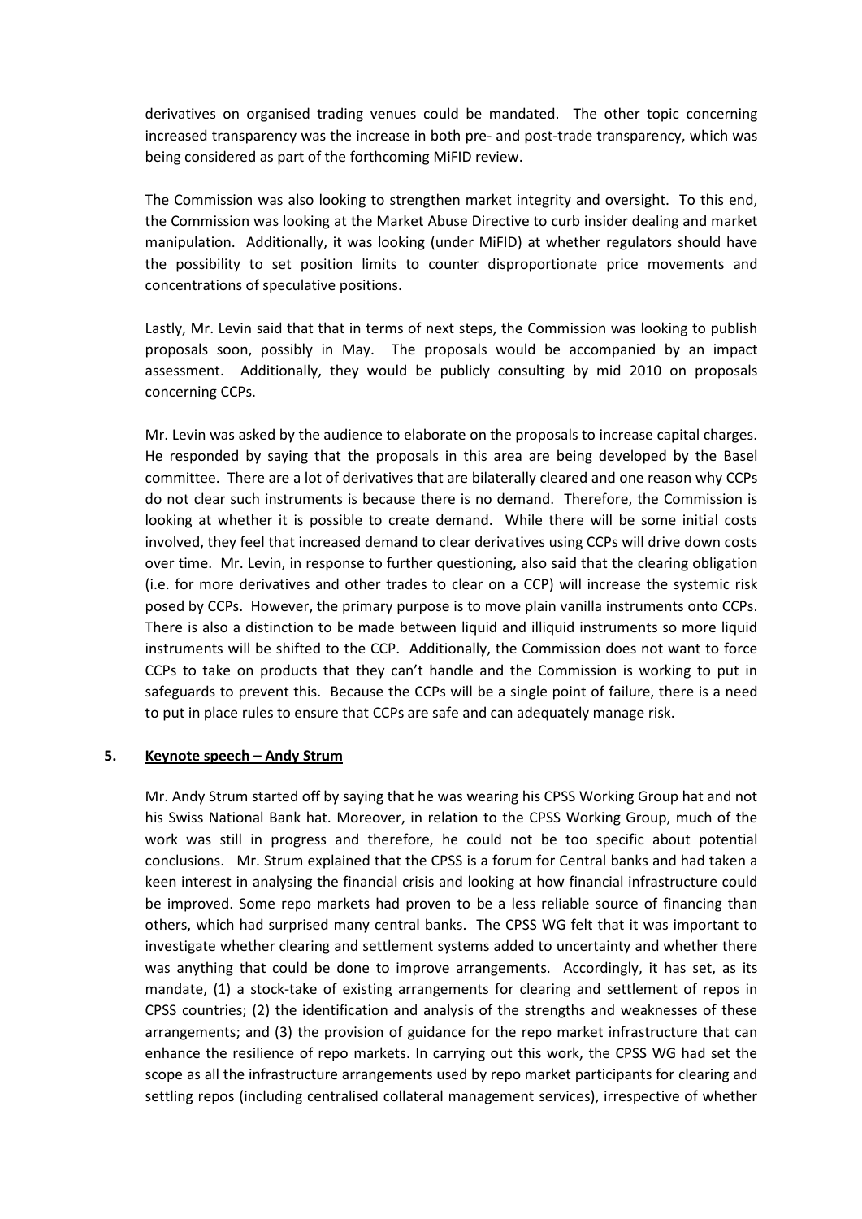derivatives on organised trading venues could be mandated. The other topic concerning increased transparency was the increase in both pre- and post-trade transparency, which was being considered as part of the forthcoming MiFID review.

The Commission was also looking to strengthen market integrity and oversight. To this end, the Commission was looking at the Market Abuse Directive to curb insider dealing and market manipulation. Additionally, it was looking (under MiFID) at whether regulators should have the possibility to set position limits to counter disproportionate price movements and concentrations of speculative positions.

Lastly, Mr. Levin said that that in terms of next steps, the Commission was looking to publish proposals soon, possibly in May. The proposals would be accompanied by an impact assessment. Additionally, they would be publicly consulting by mid 2010 on proposals concerning CCPs.

Mr. Levin was asked by the audience to elaborate on the proposals to increase capital charges. He responded by saying that the proposals in this area are being developed by the Basel committee. There are a lot of derivatives that are bilaterally cleared and one reason why CCPs do not clear such instruments is because there is no demand. Therefore, the Commission is looking at whether it is possible to create demand. While there will be some initial costs involved, they feel that increased demand to clear derivatives using CCPs will drive down costs over time. Mr. Levin, in response to further questioning, also said that the clearing obligation (i.e. for more derivatives and other trades to clear on a CCP) will increase the systemic risk posed by CCPs. However, the primary purpose is to move plain vanilla instruments onto CCPs. There is also a distinction to be made between liquid and illiquid instruments so more liquid instruments will be shifted to the CCP. Additionally, the Commission does not want to force CCPs to take on products that they can't handle and the Commission is working to put in safeguards to prevent this. Because the CCPs will be a single point of failure, there is a need to put in place rules to ensure that CCPs are safe and can adequately manage risk.

## 5. Keynote speech – Andy Strum

Mr. Andy Strum started off by saying that he was wearing his CPSS Working Group hat and not his Swiss National Bank hat. Moreover, in relation to the CPSS Working Group, much of the work was still in progress and therefore, he could not be too specific about potential conclusions. Mr. Strum explained that the CPSS is a forum for Central banks and had taken a keen interest in analysing the financial crisis and looking at how financial infrastructure could be improved. Some repo markets had proven to be a less reliable source of financing than others, which had surprised many central banks. The CPSS WG felt that it was important to investigate whether clearing and settlement systems added to uncertainty and whether there was anything that could be done to improve arrangements. Accordingly, it has set, as its mandate, (1) a stock-take of existing arrangements for clearing and settlement of repos in CPSS countries; (2) the identification and analysis of the strengths and weaknesses of these arrangements; and (3) the provision of guidance for the repo market infrastructure that can enhance the resilience of repo markets. In carrying out this work, the CPSS WG had set the scope as all the infrastructure arrangements used by repo market participants for clearing and settling repos (including centralised collateral management services), irrespective of whether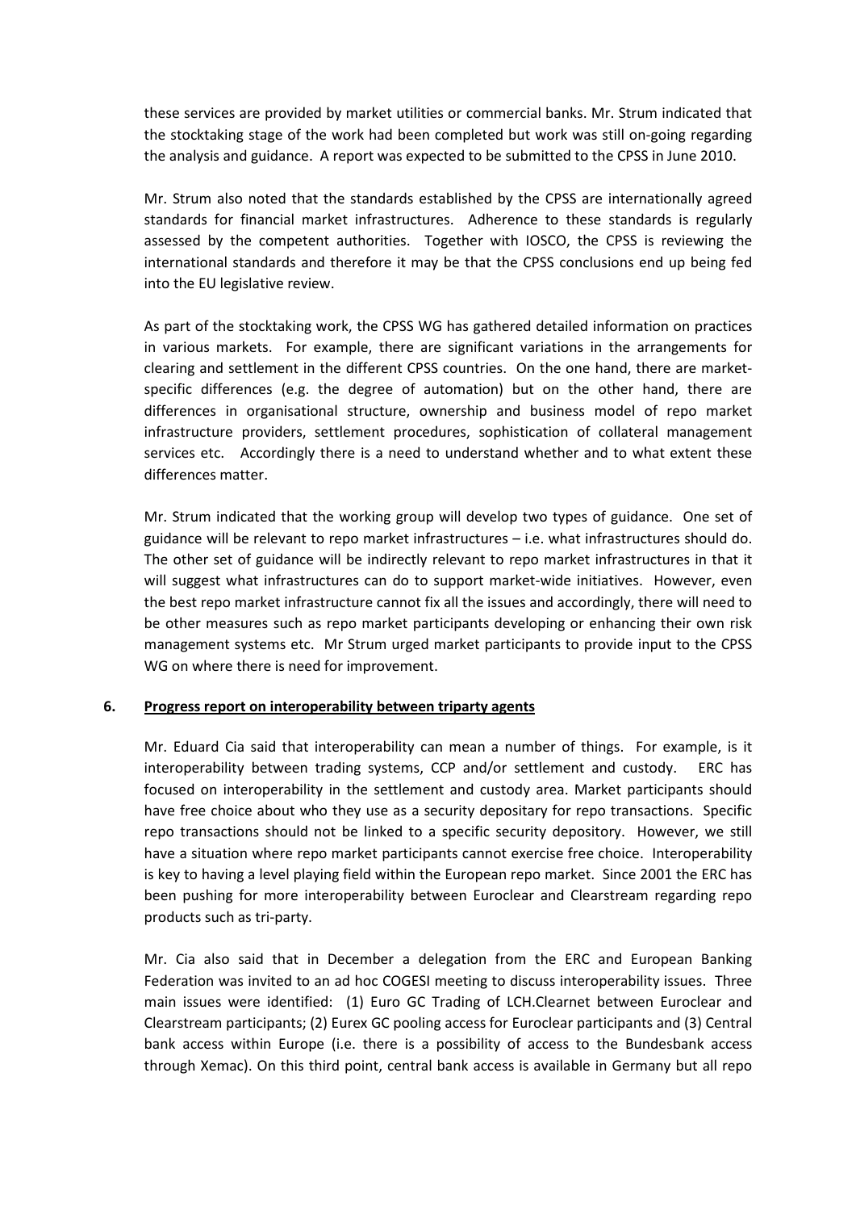these services are provided by market utilities or commercial banks. Mr. Strum indicated that the stocktaking stage of the work had been completed but work was still on-going regarding the analysis and guidance. A report was expected to be submitted to the CPSS in June 2010.

Mr. Strum also noted that the standards established by the CPSS are internationally agreed standards for financial market infrastructures. Adherence to these standards is regularly assessed by the competent authorities. Together with IOSCO, the CPSS is reviewing the international standards and therefore it may be that the CPSS conclusions end up being fed into the EU legislative review.

As part of the stocktaking work, the CPSS WG has gathered detailed information on practices in various markets. For example, there are significant variations in the arrangements for clearing and settlement in the different CPSS countries. On the one hand, there are market-specific differences (e.g. the degree of automation) but on the other hand, there are differences in organisational structure, ownership and business model of repo market infrastructure providers, settlement procedures, sophistication of collateral management services etc. Accordingly there is a need to understand whether and to what extent these differences matter.

Mr. Strum indicated that the working group will develop two types of guidance. One set of guidance will be relevant to repo market infrastructures – i.e. what infrastructures should do. The other set of guidance will be indirectly relevant to repo market infrastructures in that it will suggest what infrastructures can do to support market-wide initiatives. However, even the best repo market infrastructure cannot fix all the issues and accordingly, there will need to be other measures such as repo market participants developing or enhancing their own risk management systems etc. Mr Strum urged market participants to provide input to the CPSS WG on where there is need for improvement.

## 6. Progress report on interoperability between triparty agents

Mr. Eduard Cia said that interoperability can mean a number of things. For example, is it interoperability between trading systems, CCP and/or settlement and custody. ERC has focused on interoperability in the settlement and custody area. Market participants should have free choice about who they use as a security depositary for repo transactions. Specific repo transactions should not be linked to a specific security depository. However, we still have a situation where repo market participants cannot exercise free choice. Interoperability is key to having a level playing field within the European repo market. Since 2001 the ERC has been pushing for more interoperability between Euroclear and Clearstream regarding repo products such as tri-party.

Mr. Cia also said that in December a delegation from the ERC and European Banking Federation was invited to an ad hoc COGESI meeting to discuss interoperability issues. Three main issues were identified: (1) Euro GC Trading of LCH.Clearnet between Euroclear and Clearstream participants; (2) Eurex GC pooling access for Euroclear participants and (3) Central bank access within Europe (i.e. there is a possibility of access to the Bundesbank access through Xemac). On this third point, central bank access is available in Germany but all repo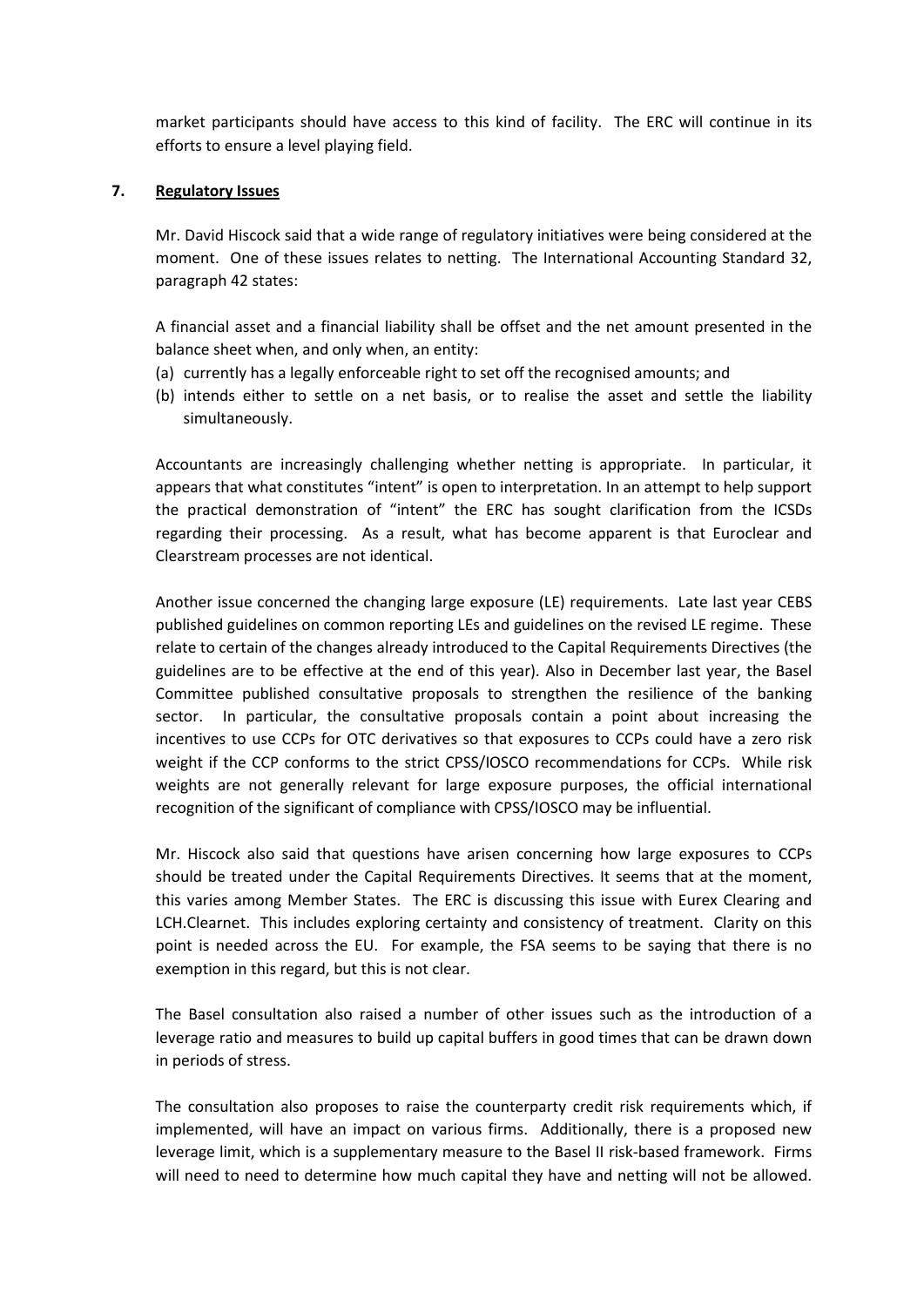market participants should have access to this kind of facility. The ERC will continue in its efforts to ensure a level playing field.

## 7. Regulatory Issues

Mr. David Hiscock said that a wide range of regulatory initiatives were being considered at the moment. One of these issues relates to netting. The International Accounting Standard 32, paragraph 42 states:

A financial asset and a financial liability shall be offset and the net amount presented in the balance sheet when, and only when, an entity:

(a) currently has a legally enforceable right to set off the recognised amounts; and
(b) intends either to settle on a net basis, or to realise the asset and settle the liability simultaneously.

Accountants are increasingly challenging whether netting is appropriate. In particular, it appears that what constitutes "intent" is open to interpretation. In an attempt to help support the practical demonstration of "intent" the ERC has sought clarification from the ICSDs regarding their processing. As a result, what has become apparent is that Euroclear and Clearstream processes are not identical.

Another issue concerned the changing large exposure (LE) requirements. Late last year CEBS published guidelines on common reporting LEs and guidelines on the revised LE regime. These relate to certain of the changes already introduced to the Capital Requirements Directives (the guidelines are to be effective at the end of this year). Also in December last year, the Basel Committee published consultative proposals to strengthen the resilience of the banking sector. In particular, the consultative proposals contain a point about increasing the incentives to use CCPs for OTC derivatives so that exposures to CCPs could have a zero risk weight if the CCP conforms to the strict CPSS/IOSCO recommendations for CCPs. While risk weights are not generally relevant for large exposure purposes, the official international recognition of the significant of compliance with CPSS/IOSCO may be influential.

Mr. Hiscock also said that questions have arisen concerning how large exposures to CCPs should be treated under the Capital Requirements Directives. It seems that at the moment, this varies among Member States. The ERC is discussing this issue with Eurex Clearing and LCH.Clearnet. This includes exploring certainty and consistency of treatment. Clarity on this point is needed across the EU. For example, the FSA seems to be saying that there is no exemption in this regard, but this is not clear.

The Basel consultation also raised a number of other issues such as the introduction of a leverage ratio and measures to build up capital buffers in good times that can be drawn down in periods of stress.

The consultation also proposes to raise the counterparty credit risk requirements which, if implemented, will have an impact on various firms. Additionally, there is a proposed new leverage limit, which is a supplementary measure to the Basel II risk-based framework. Firms will need to need to determine how much capital they have and netting will not be allowed.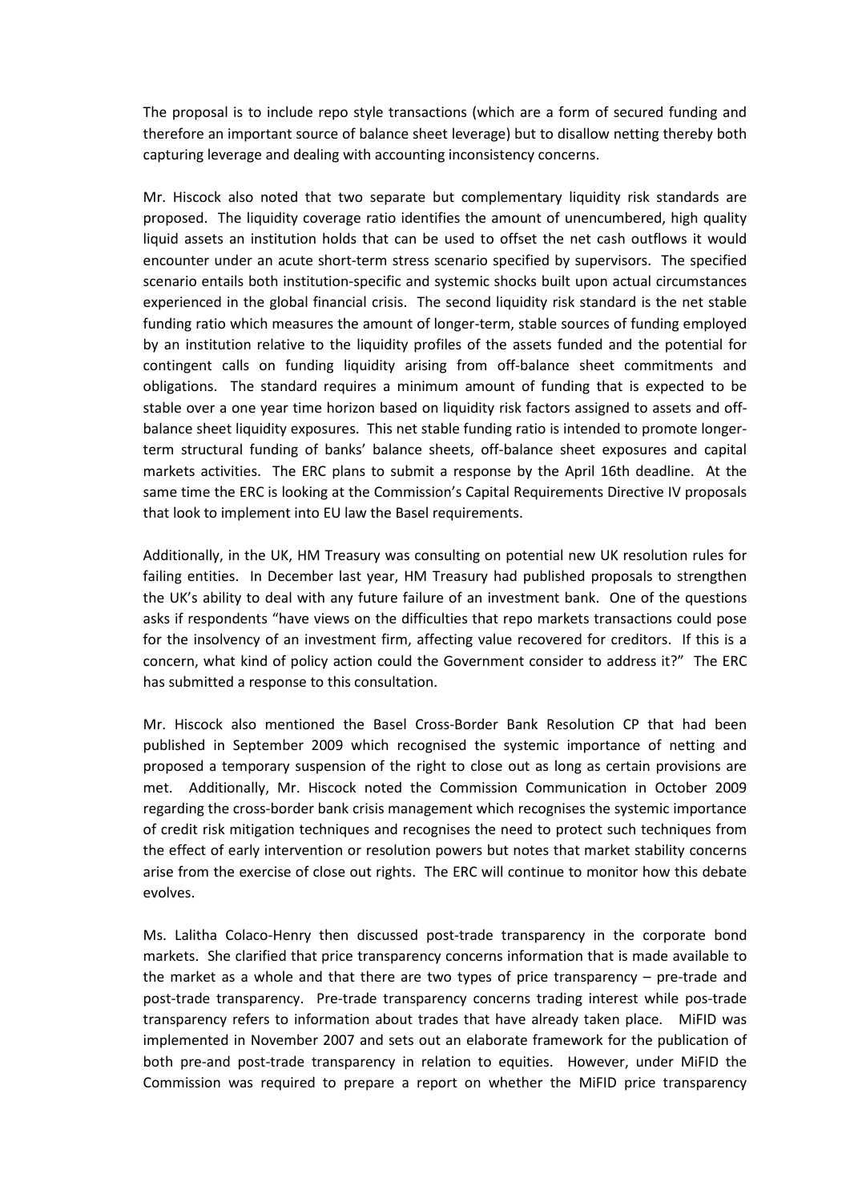The proposal is to include repo style transactions (which are a form of secured funding and therefore an important source of balance sheet leverage) but to disallow netting thereby both capturing leverage and dealing with accounting inconsistency concerns.

Mr. Hiscock also noted that two separate but complementary liquidity risk standards are proposed. The liquidity coverage ratio identifies the amount of unencumbered, high quality liquid assets an institution holds that can be used to offset the net cash outflows it would encounter under an acute short-term stress scenario specified by supervisors. The specified scenario entails both institution-specific and systemic shocks built upon actual circumstances experienced in the global financial crisis. The second liquidity risk standard is the net stable funding ratio which measures the amount of longer-term, stable sources of funding employed by an institution relative to the liquidity profiles of the assets funded and the potential for contingent calls on funding liquidity arising from off-balance sheet commitments and obligations. The standard requires a minimum amount of funding that is expected to be stable over a one year time horizon based on liquidity risk factors assigned to assets and off-balance sheet liquidity exposures. This net stable funding ratio is intended to promote longer-term structural funding of banks' balance sheets, off-balance sheet exposures and capital markets activities. The ERC plans to submit a response by the April 16th deadline. At the same time the ERC is looking at the Commission's Capital Requirements Directive IV proposals that look to implement into EU law the Basel requirements.

Additionally, in the UK, HM Treasury was consulting on potential new UK resolution rules for failing entities. In December last year, HM Treasury had published proposals to strengthen the UK's ability to deal with any future failure of an investment bank. One of the questions asks if respondents "have views on the difficulties that repo markets transactions could pose for the insolvency of an investment firm, affecting value recovered for creditors. If this is a concern, what kind of policy action could the Government consider to address it?" The ERC has submitted a response to this consultation.

Mr. Hiscock also mentioned the Basel Cross-Border Bank Resolution CP that had been published in September 2009 which recognised the systemic importance of netting and proposed a temporary suspension of the right to close out as long as certain provisions are met. Additionally, Mr. Hiscock noted the Commission Communication in October 2009 regarding the cross-border bank crisis management which recognises the systemic importance of credit risk mitigation techniques and recognises the need to protect such techniques from the effect of early intervention or resolution powers but notes that market stability concerns arise from the exercise of close out rights. The ERC will continue to monitor how this debate evolves.

Ms. Lalitha Colaco-Henry then discussed post-trade transparency in the corporate bond markets. She clarified that price transparency concerns information that is made available to the market as a whole and that there are two types of price transparency – pre-trade and post-trade transparency. Pre-trade transparency concerns trading interest while pos-trade transparency refers to information about trades that have already taken place. MiFID was implemented in November 2007 and sets out an elaborate framework for the publication of both pre-and post-trade transparency in relation to equities. However, under MiFID the Commission was required to prepare a report on whether the MiFID price transparency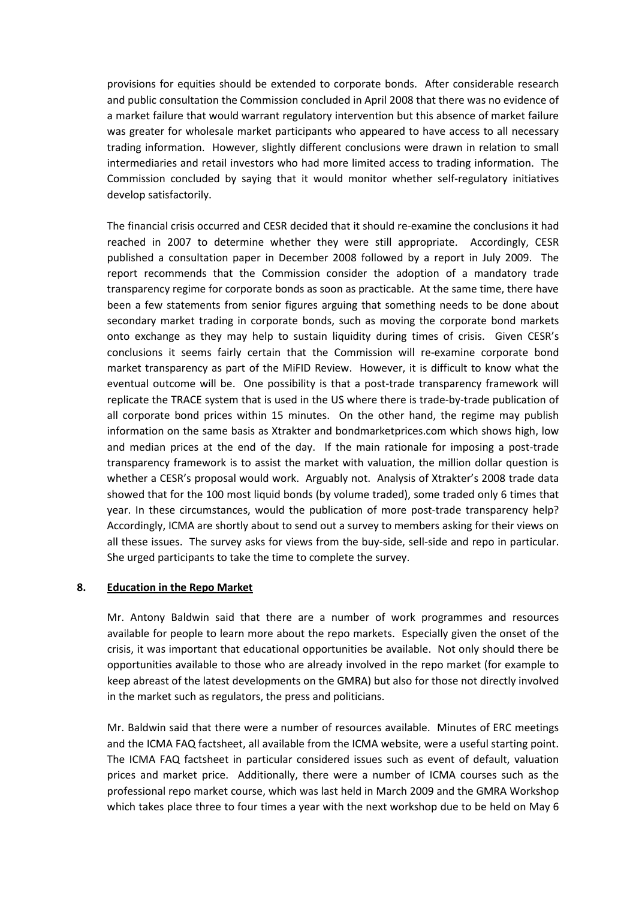provisions for equities should be extended to corporate bonds. After considerable research and public consultation the Commission concluded in April 2008 that there was no evidence of a market failure that would warrant regulatory intervention but this absence of market failure was greater for wholesale market participants who appeared to have access to all necessary trading information. However, slightly different conclusions were drawn in relation to small intermediaries and retail investors who had more limited access to trading information. The Commission concluded by saying that it would monitor whether self-regulatory initiatives develop satisfactorily.

The financial crisis occurred and CESR decided that it should re-examine the conclusions it had reached in 2007 to determine whether they were still appropriate. Accordingly, CESR published a consultation paper in December 2008 followed by a report in July 2009. The report recommends that the Commission consider the adoption of a mandatory trade transparency regime for corporate bonds as soon as practicable. At the same time, there have been a few statements from senior figures arguing that something needs to be done about secondary market trading in corporate bonds, such as moving the corporate bond markets onto exchange as they may help to sustain liquidity during times of crisis. Given CESR's conclusions it seems fairly certain that the Commission will re-examine corporate bond market transparency as part of the MiFID Review. However, it is difficult to know what the eventual outcome will be. One possibility is that a post-trade transparency framework will replicate the TRACE system that is used in the US where there is trade-by-trade publication of all corporate bond prices within 15 minutes. On the other hand, the regime may publish information on the same basis as Xtrakter and bondmarketprices.com which shows high, low and median prices at the end of the day. If the main rationale for imposing a post-trade transparency framework is to assist the market with valuation, the million dollar question is whether a CESR's proposal would work. Arguably not. Analysis of Xtrakter's 2008 trade data showed that for the 100 most liquid bonds (by volume traded), some traded only 6 times that year. In these circumstances, would the publication of more post-trade transparency help? Accordingly, ICMA are shortly about to send out a survey to members asking for their views on all these issues. The survey asks for views from the buy-side, sell-side and repo in particular. She urged participants to take the time to complete the survey.

## 8. Education in the Repo Market

Mr. Antony Baldwin said that there are a number of work programmes and resources available for people to learn more about the repo markets. Especially given the onset of the crisis, it was important that educational opportunities be available. Not only should there be opportunities available to those who are already involved in the repo market (for example to keep abreast of the latest developments on the GMRA) but also for those not directly involved in the market such as regulators, the press and politicians.

Mr. Baldwin said that there were a number of resources available. Minutes of ERC meetings and the ICMA FAQ factsheet, all available from the ICMA website, were a useful starting point. The ICMA FAQ factsheet in particular considered issues such as event of default, valuation prices and market price. Additionally, there were a number of ICMA courses such as the professional repo market course, which was last held in March 2009 and the GMRA Workshop which takes place three to four times a year with the next workshop due to be held on May 6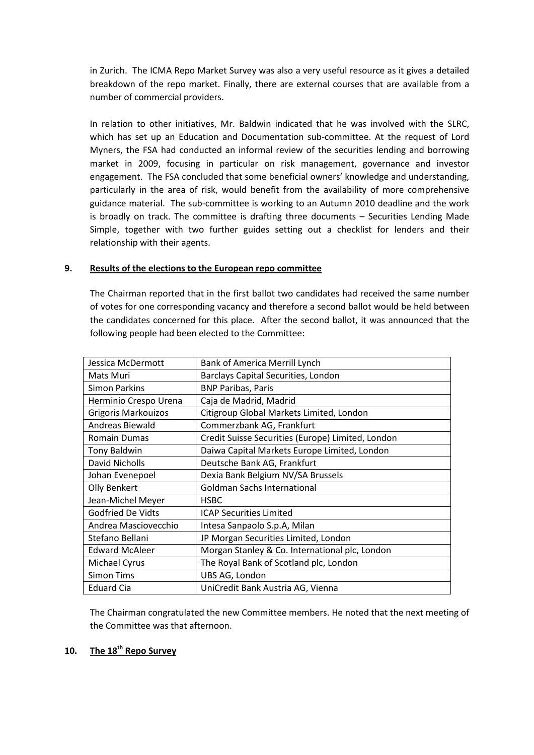in Zurich. The ICMA Repo Market Survey was also a very useful resource as it gives a detailed breakdown of the repo market. Finally, there are external courses that are available from a number of commercial providers.

In relation to other initiatives, Mr. Baldwin indicated that he was involved with the SLRC, which has set up an Education and Documentation sub-committee. At the request of Lord Myners, the FSA had conducted an informal review of the securities lending and borrowing market in 2009, focusing in particular on risk management, governance and investor engagement. The FSA concluded that some beneficial owners' knowledge and understanding, particularly in the area of risk, would benefit from the availability of more comprehensive guidance material. The sub-committee is working to an Autumn 2010 deadline and the work is broadly on track. The committee is drafting three documents – Securities Lending Made Simple, together with two further guides setting out a checklist for lenders and their relationship with their agents.

## 9. Results of the elections to the European repo committee

The Chairman reported that in the first ballot two candidates had received the same number of votes for one corresponding vacancy and therefore a second ballot would be held between the candidates concerned for this place. After the second ballot, it was announced that the following people had been elected to the Committee:

| | |
|---|---|
| Jessica McDermott | Bank of America Merrill Lynch |
| Mats Muri | Barclays Capital Securities, London |
| Simon Parkins | BNP Paribas, Paris |
| Herminio Crespo Urena | Caja de Madrid, Madrid |
| Grigoris Markouizos | Citigroup Global Markets Limited, London |
| Andreas Biewald | Commerzbank AG, Frankfurt |
| Romain Dumas | Credit Suisse Securities (Europe) Limited, London |
| Tony Baldwin | Daiwa Capital Markets Europe Limited, London |
| David Nicholls | Deutsche Bank AG, Frankfurt |
| Johan Evenepoel | Dexia Bank Belgium NV/SA Brussels |
| Olly Benkert | Goldman Sachs International |
| Jean-Michel Meyer | HSBC |
| Godfried De Vidts | ICAP Securities Limited |
| Andrea Masciovecchio | Intesa Sanpaolo S.p.A, Milan |
| Stefano Bellani | JP Morgan Securities Limited, London |
| Edward McAleer | Morgan Stanley & Co. International plc, London |
| Michael Cyrus | The Royal Bank of Scotland plc, London |
| Simon Tims | UBS AG, London |
| Eduard Cia | UniCredit Bank Austria AG, Vienna |

The Chairman congratulated the new Committee members. He noted that the next meeting of the Committee was that afternoon.

## 10. The 18th Repo Survey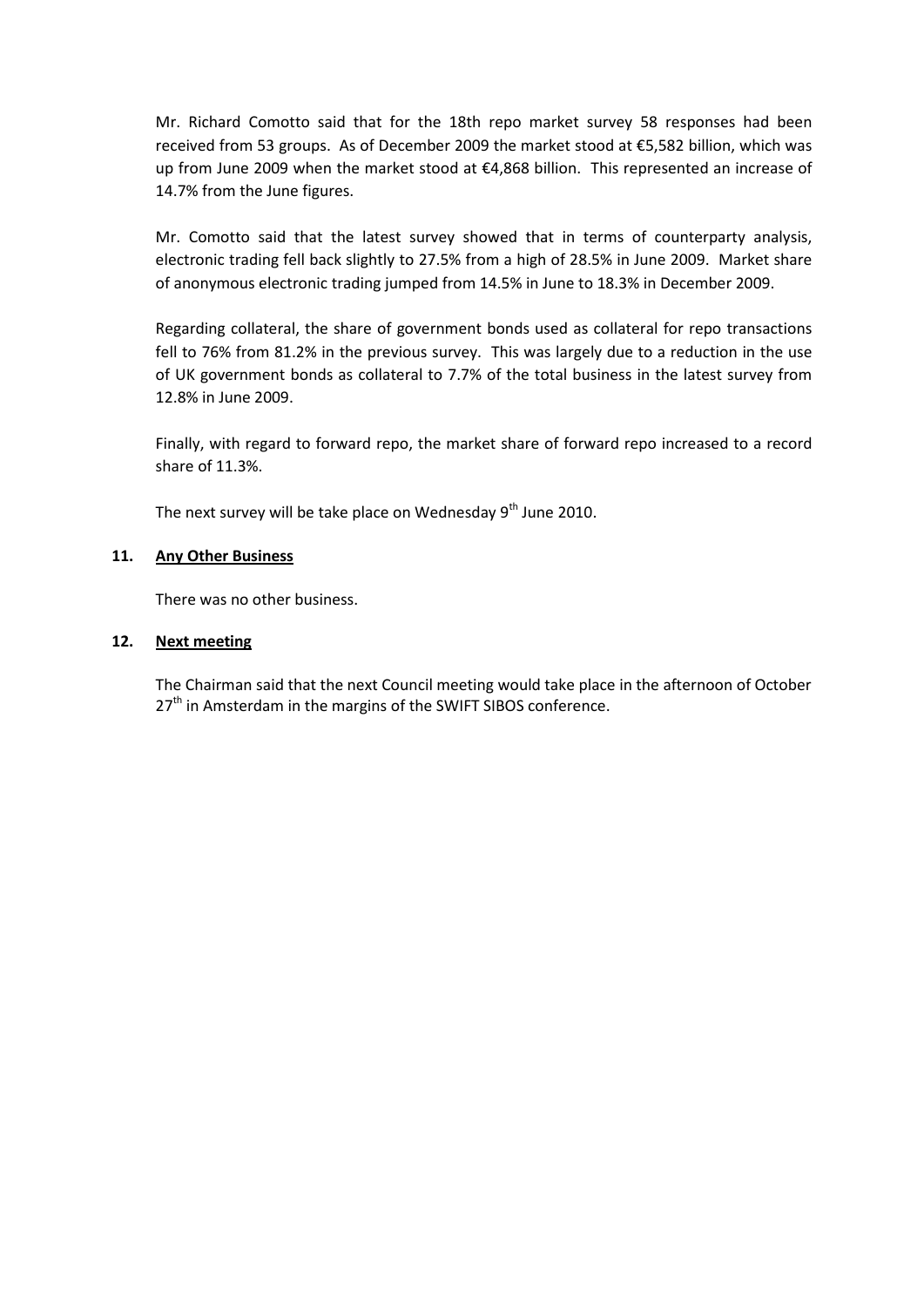Mr. Richard Comotto said that for the 18th repo market survey 58 responses had been received from 53 groups. As of December 2009 the market stood at €5,582 billion, which was up from June 2009 when the market stood at €4,868 billion. This represented an increase of 14.7% from the June figures.

Mr. Comotto said that the latest survey showed that in terms of counterparty analysis, electronic trading fell back slightly to 27.5% from a high of 28.5% in June 2009. Market share of anonymous electronic trading jumped from 14.5% in June to 18.3% in December 2009.

Regarding collateral, the share of government bonds used as collateral for repo transactions fell to 76% from 81.2% in the previous survey. This was largely due to a reduction in the use of UK government bonds as collateral to 7.7% of the total business in the latest survey from 12.8% in June 2009.

Finally, with regard to forward repo, the market share of forward repo increased to a record share of 11.3%.

The next survey will be take place on Wednesday 9th June 2010.

## 11. Any Other Business

There was no other business.

## 12. Next meeting

The Chairman said that the next Council meeting would take place in the afternoon of October 27th in Amsterdam in the margins of the SWIFT SIBOS conference.